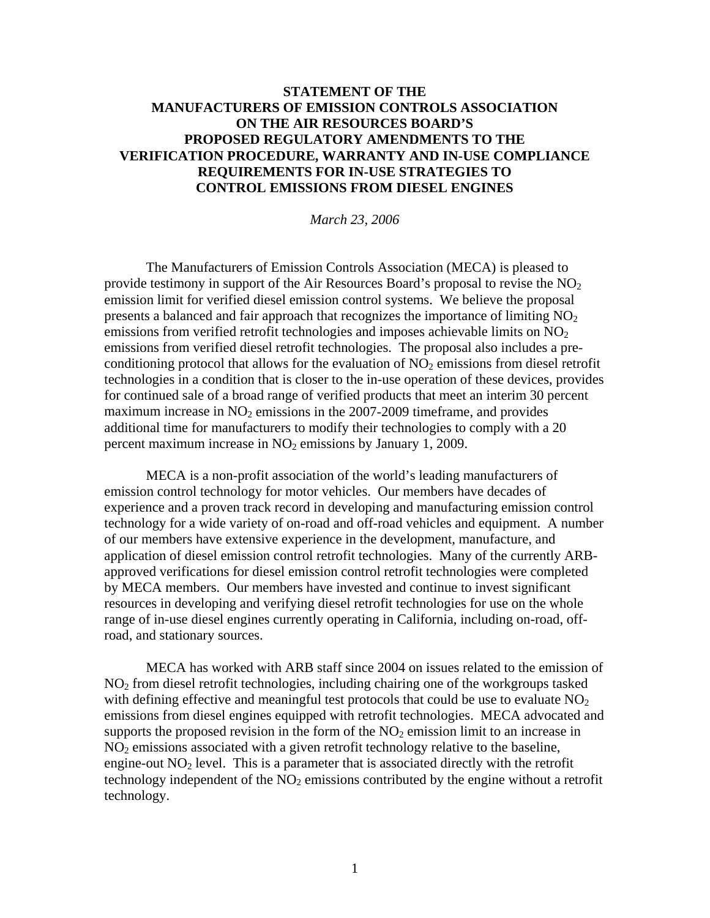# STATEMENT OF THE MANUFACTURERS OF EMISSION CONTROLS ASSOCIATION ON THE AIR RESOURCES BOARD'S PROPOSED REGULATORY AMENDMENTS TO THE VERIFICATION PROCEDURE, WARRANTY AND IN-USE COMPLIANCE REQUIREMENTS FOR IN-USE STRATEGIES TO CONTROL EMISSIONS FROM DIESEL ENGINES

*March 23, 2006*

The Manufacturers of Emission Controls Association (MECA) is pleased to provide testimony in support of the Air Resources Board's proposal to revise the $NO_2$ emission limit for verified diesel emission control systems. We believe the proposal presents a balanced and fair approach that recognizes the importance of limiting $NO_2$ emissions from verified retrofit technologies and imposes achievable limits on $NO_2$ emissions from verified diesel retrofit technologies. The proposal also includes a pre-conditioning protocol that allows for the evaluation of $NO_2$ emissions from diesel retrofit technologies in a condition that is closer to the in-use operation of these devices, provides for continued sale of a broad range of verified products that meet an interim 30 percent maximum increase in $NO_2$ emissions in the 2007-2009 timeframe, and provides additional time for manufacturers to modify their technologies to comply with a 20 percent maximum increase in $NO_2$ emissions by January 1, 2009.

MECA is a non-profit association of the world's leading manufacturers of emission control technology for motor vehicles. Our members have decades of experience and a proven track record in developing and manufacturing emission control technology for a wide variety of on-road and off-road vehicles and equipment. A number of our members have extensive experience in the development, manufacture, and application of diesel emission control retrofit technologies. Many of the currently ARB-approved verifications for diesel emission control retrofit technologies were completed by MECA members. Our members have invested and continue to invest significant resources in developing and verifying diesel retrofit technologies for use on the whole range of in-use diesel engines currently operating in California, including on-road, off-road, and stationary sources.

MECA has worked with ARB staff since 2004 on issues related to the emission of $NO_2$ from diesel retrofit technologies, including chairing one of the workgroups tasked with defining effective and meaningful test protocols that could be use to evaluate $NO_2$ emissions from diesel engines equipped with retrofit technologies. MECA advocated and supports the proposed revision in the form of the $NO_2$ emission limit to an increase in $NO_2$ emissions associated with a given retrofit technology relative to the baseline, engine-out $NO_2$ level. This is a parameter that is associated directly with the retrofit technology independent of the $NO_2$ emissions contributed by the engine without a retrofit technology.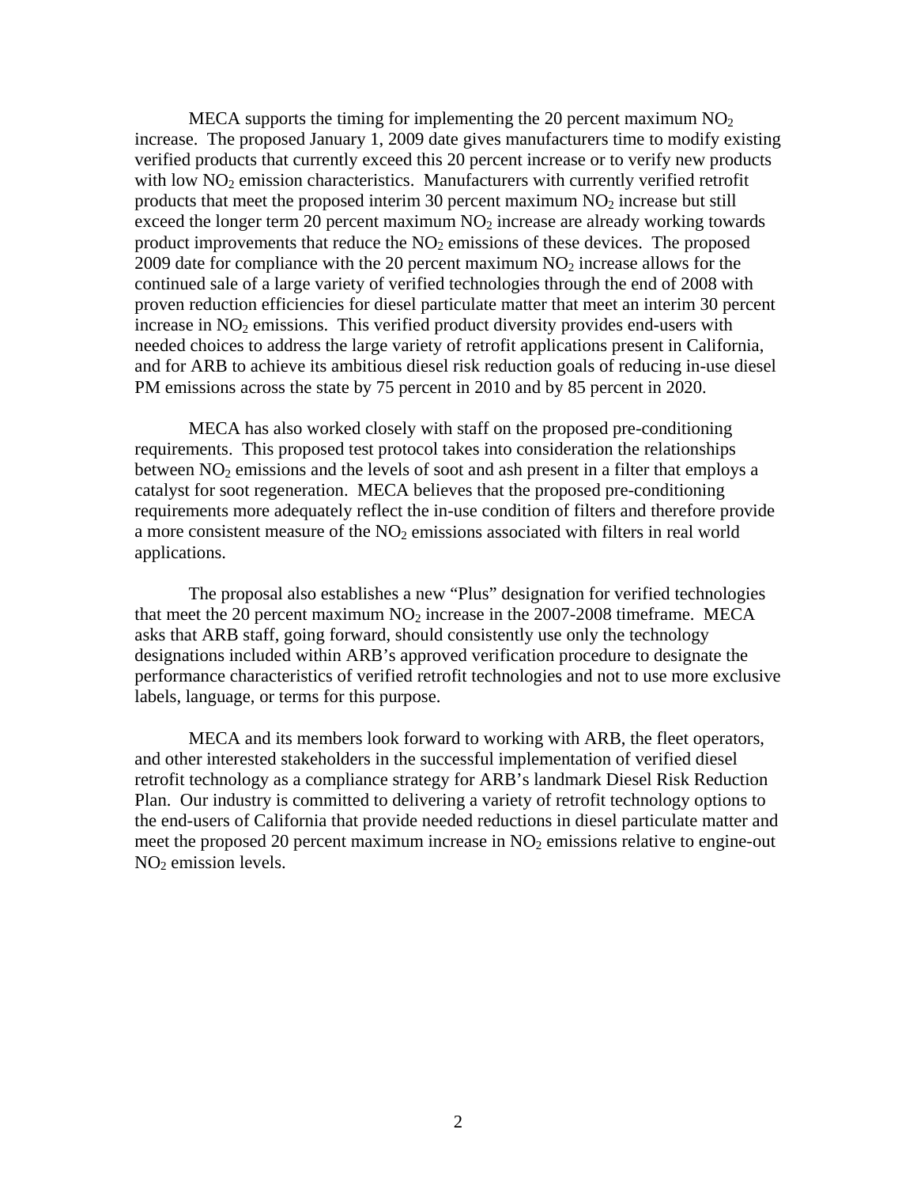MECA supports the timing for implementing the 20 percent maximum $NO_2$ increase. The proposed January 1, 2009 date gives manufacturers time to modify existing verified products that currently exceed this 20 percent increase or to verify new products with low $NO_2$ emission characteristics. Manufacturers with currently verified retrofit products that meet the proposed interim 30 percent maximum $NO_2$ increase but still exceed the longer term 20 percent maximum $NO_2$ increase are already working towards product improvements that reduce the $NO_2$ emissions of these devices. The proposed 2009 date for compliance with the 20 percent maximum $NO_2$ increase allows for the continued sale of a large variety of verified technologies through the end of 2008 with proven reduction efficiencies for diesel particulate matter that meet an interim 30 percent increase in $NO_2$ emissions. This verified product diversity provides end-users with needed choices to address the large variety of retrofit applications present in California, and for ARB to achieve its ambitious diesel risk reduction goals of reducing in-use diesel PM emissions across the state by 75 percent in 2010 and by 85 percent in 2020.

MECA has also worked closely with staff on the proposed pre-conditioning requirements. This proposed test protocol takes into consideration the relationships between $NO_2$ emissions and the levels of soot and ash present in a filter that employs a catalyst for soot regeneration. MECA believes that the proposed pre-conditioning requirements more adequately reflect the in-use condition of filters and therefore provide a more consistent measure of the $NO_2$ emissions associated with filters in real world applications.

The proposal also establishes a new "Plus" designation for verified technologies that meet the 20 percent maximum $NO_2$ increase in the 2007-2008 timeframe. MECA asks that ARB staff, going forward, should consistently use only the technology designations included within ARB's approved verification procedure to designate the performance characteristics of verified retrofit technologies and not to use more exclusive labels, language, or terms for this purpose.

MECA and its members look forward to working with ARB, the fleet operators, and other interested stakeholders in the successful implementation of verified diesel retrofit technology as a compliance strategy for ARB's landmark Diesel Risk Reduction Plan. Our industry is committed to delivering a variety of retrofit technology options to the end-users of California that provide needed reductions in diesel particulate matter and meet the proposed 20 percent maximum increase in $NO_2$ emissions relative to engine-out $NO_2$ emission levels.